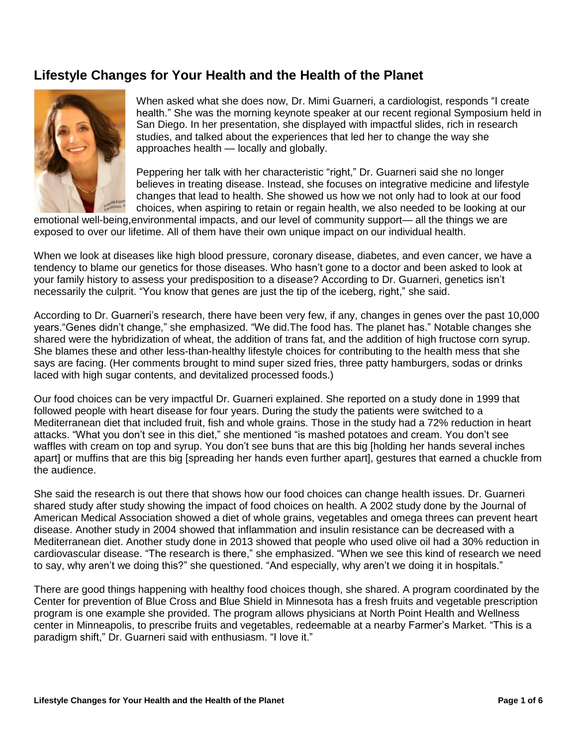## Lifestyle Changes for Your Health and the Health of the Planet

When asked what she does now, Dr. Mimi Guarneri, a cardiologist, responds "I create health." She was the morning keynote speaker at our recent regional Symposium held in San Diego. In her presentation, she displayed with impactful slides, rich in research studies, and talked about the experiences that led her to change the way she approaches health — locally and globally.

Peppering her talk with her characteristic "right," Dr. Guarneri said she no longer believes in treating disease. Instead, she focuses on integrative medicine and lifestyle changes that lead to health. She showed us how we not only had to look at our food choices, when aspiring to retain or regain health, we also needed to be looking at our emotional well-being,environmental impacts, and our level of community support— all the things we are exposed to over our lifetime. All of them have their own unique impact on our individual health.

When we look at diseases like high blood pressure, coronary disease, diabetes, and even cancer, we have a tendency to blame our genetics for those diseases. Who hasn't gone to a doctor and been asked to look at your family history to assess your predisposition to a disease? According to Dr. Guarneri, genetics isn't necessarily the culprit. "You know that genes are just the tip of the iceberg, right," she said.

According to Dr. Guarneri's research, there have been very few, if any, changes in genes over the past 10,000 years."Genes didn't change," she emphasized. "We did.The food has. The planet has." Notable changes she shared were the hybridization of wheat, the addition of trans fat, and the addition of high fructose corn syrup. She blames these and other less-than-healthy lifestyle choices for contributing to the health mess that she says are facing. (Her comments brought to mind super sized fries, three patty hamburgers, sodas or drinks laced with high sugar contents, and devitalized processed foods.)

Our food choices can be very impactful Dr. Guarneri explained. She reported on a study done in 1999 that followed people with heart disease for four years. During the study the patients were switched to a Mediterranean diet that included fruit, fish and whole grains. Those in the study had a 72% reduction in heart attacks. "What you don't see in this diet," she mentioned "is mashed potatoes and cream. You don't see waffles with cream on top and syrup. You don't see buns that are this big [holding her hands several inches apart] or muffins that are this big [spreading her hands even further apart], gestures that earned a chuckle from the audience.

She said the research is out there that shows how our food choices can change health issues. Dr. Guarneri shared study after study showing the impact of food choices on health. A 2002 study done by the Journal of American Medical Association showed a diet of whole grains, vegetables and omega threes can prevent heart disease. Another study in 2004 showed that inflammation and insulin resistance can be decreased with a Mediterranean diet. Another study done in 2013 showed that people who used olive oil had a 30% reduction in cardiovascular disease. "The research is there," she emphasized. "When we see this kind of research we need to say, why aren't we doing this?" she questioned. "And especially, why aren't we doing it in hospitals."

There are good things happening with healthy food choices though, she shared. A program coordinated by the Center for prevention of Blue Cross and Blue Shield in Minnesota has a fresh fruits and vegetable prescription program is one example she provided. The program allows physicians at North Point Health and Wellness center in Minneapolis, to prescribe fruits and vegetables, redeemable at a nearby Farmer's Market. "This is a paradigm shift," Dr. Guarneri said with enthusiasm. "I love it."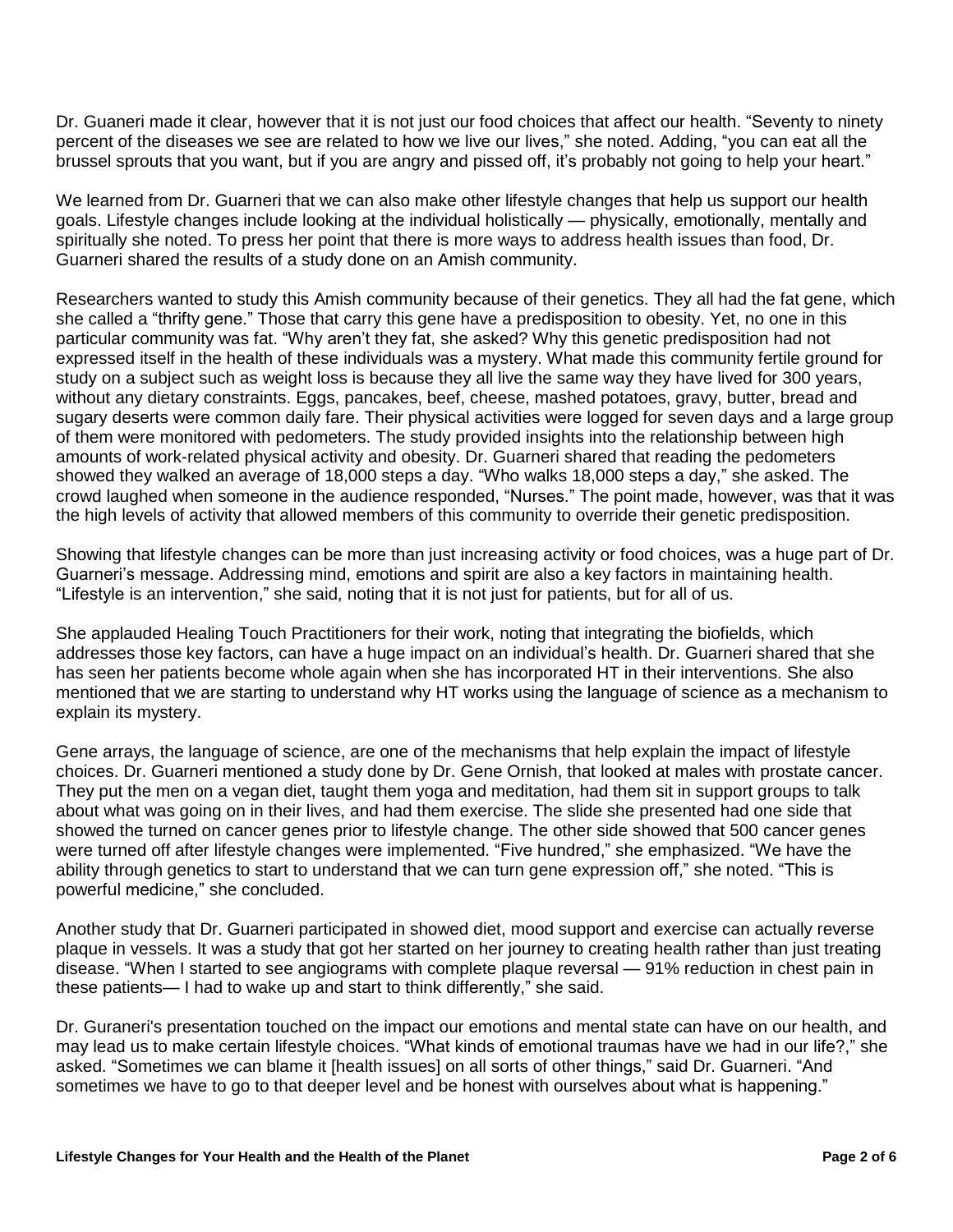Dr. Guaneri made it clear, however that it is not just our food choices that affect our health. “Seventy to ninety percent of the diseases we see are related to how we live our lives,” she noted. Adding, “you can eat all the brussel sprouts that you want, but if you are angry and pissed off, it’s probably not going to help your heart.”

We learned from Dr. Guarneri that we can also make other lifestyle changes that help us support our health goals. Lifestyle changes include looking at the individual holistically — physically, emotionally, mentally and spiritually she noted. To press her point that there is more ways to address health issues than food, Dr. Guarneri shared the results of a study done on an Amish community.

Researchers wanted to study this Amish community because of their genetics. They all had the fat gene, which she called a “thrifty gene.” Those that carry this gene have a predisposition to obesity. Yet, no one in this particular community was fat. “Why aren’t they fat, she asked? Why this genetic predisposition had not expressed itself in the health of these individuals was a mystery. What made this community fertile ground for study on a subject such as weight loss is because they all live the same way they have lived for 300 years, without any dietary constraints. Eggs, pancakes, beef, cheese, mashed potatoes, gravy, butter, bread and sugary deserts were common daily fare. Their physical activities were logged for seven days and a large group of them were monitored with pedometers. The study provided insights into the relationship between high amounts of work-related physical activity and obesity. Dr. Guarneri shared that reading the pedometers showed they walked an average of 18,000 steps a day. “Who walks 18,000 steps a day,” she asked. The crowd laughed when someone in the audience responded, “Nurses.” The point made, however, was that it was the high levels of activity that allowed members of this community to override their genetic predisposition.

Showing that lifestyle changes can be more than just increasing activity or food choices, was a huge part of Dr. Guarneri’s message. Addressing mind, emotions and spirit are also a key factors in maintaining health. “Lifestyle is an intervention,” she said, noting that it is not just for patients, but for all of us.

She applauded Healing Touch Practitioners for their work, noting that integrating the biofields, which addresses those key factors, can have a huge impact on an individual’s health. Dr. Guarneri shared that she has seen her patients become whole again when she has incorporated HT in their interventions. She also mentioned that we are starting to understand why HT works using the language of science as a mechanism to explain its mystery.

Gene arrays, the language of science, are one of the mechanisms that help explain the impact of lifestyle choices. Dr. Guarneri mentioned a study done by Dr. Gene Ornish, that looked at males with prostate cancer. They put the men on a vegan diet, taught them yoga and meditation, had them sit in support groups to talk about what was going on in their lives, and had them exercise. The slide she presented had one side that showed the turned on cancer genes prior to lifestyle change. The other side showed that 500 cancer genes were turned off after lifestyle changes were implemented. “Five hundred,” she emphasized. “We have the ability through genetics to start to understand that we can turn gene expression off,” she noted. “This is powerful medicine,” she concluded.

Another study that Dr. Guarneri participated in showed diet, mood support and exercise can actually reverse plaque in vessels. It was a study that got her started on her journey to creating health rather than just treating disease. “When I started to see angiograms with complete plaque reversal — 91% reduction in chest pain in these patients— I had to wake up and start to think differently,” she said.

Dr. Guraneri's presentation touched on the impact our emotions and mental state can have on our health, and may lead us to make certain lifestyle choices. “What kinds of emotional traumas have we had in our life?,” she asked. “Sometimes we can blame it [health issues] on all sorts of other things,” said Dr. Guarneri. “And sometimes we have to go to that deeper level and be honest with ourselves about what is happening.”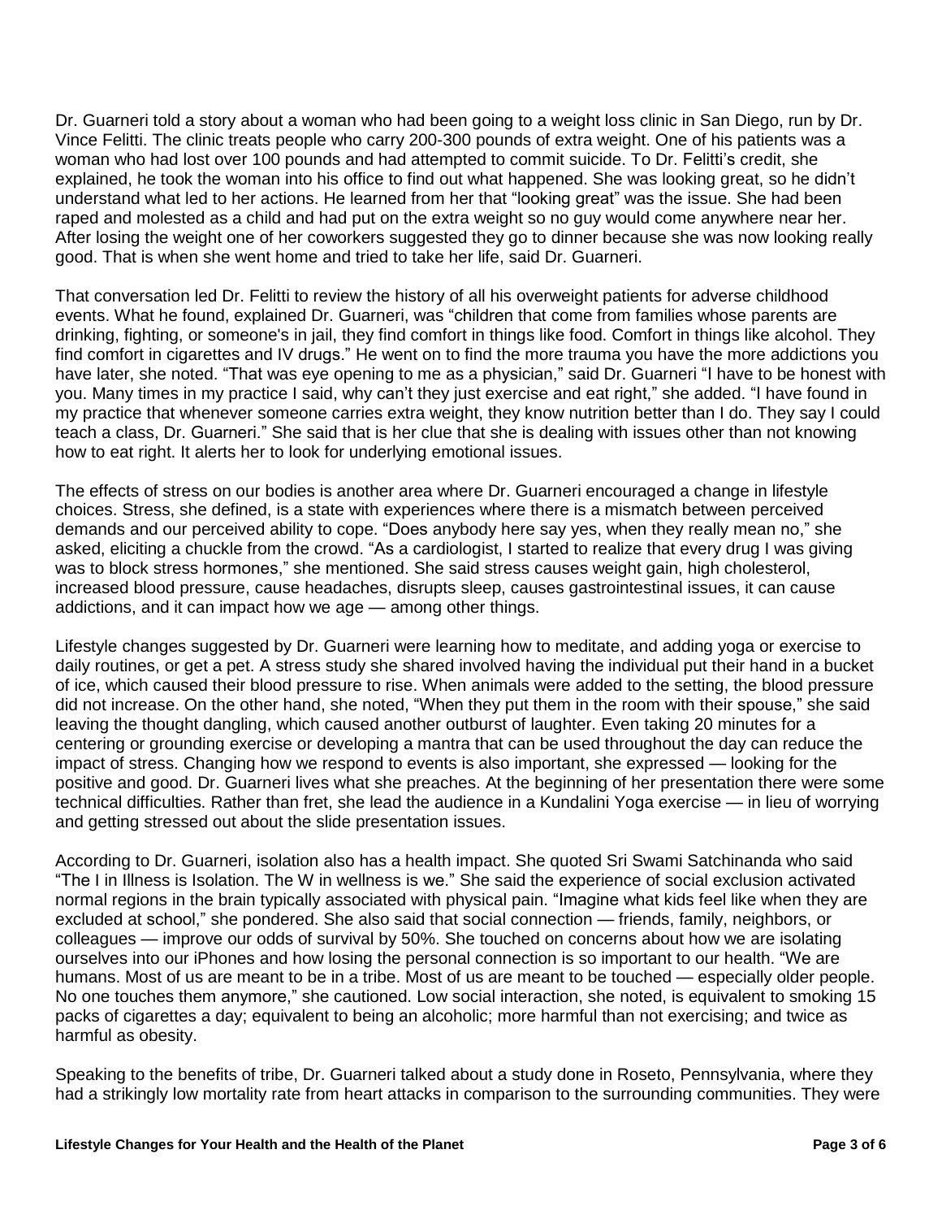Dr. Guarneri told a story about a woman who had been going to a weight loss clinic in San Diego, run by Dr. Vince Felitti. The clinic treats people who carry 200-300 pounds of extra weight. One of his patients was a woman who had lost over 100 pounds and had attempted to commit suicide. To Dr. Felitti's credit, she explained, he took the woman into his office to find out what happened. She was looking great, so he didn't understand what led to her actions. He learned from her that "looking great" was the issue. She had been raped and molested as a child and had put on the extra weight so no guy would come anywhere near her. After losing the weight one of her coworkers suggested they go to dinner because she was now looking really good. That is when she went home and tried to take her life, said Dr. Guarneri.

That conversation led Dr. Felitti to review the history of all his overweight patients for adverse childhood events. What he found, explained Dr. Guarneri, was "children that come from families whose parents are drinking, fighting, or someone's in jail, they find comfort in things like food. Comfort in things like alcohol. They find comfort in cigarettes and IV drugs." He went on to find the more trauma you have the more addictions you have later, she noted. "That was eye opening to me as a physician," said Dr. Guarneri "I have to be honest with you. Many times in my practice I said, why can't they just exercise and eat right," she added. "I have found in my practice that whenever someone carries extra weight, they know nutrition better than I do. They say I could teach a class, Dr. Guarneri." She said that is her clue that she is dealing with issues other than not knowing how to eat right. It alerts her to look for underlying emotional issues.

The effects of stress on our bodies is another area where Dr. Guarneri encouraged a change in lifestyle choices. Stress, she defined, is a state with experiences where there is a mismatch between perceived demands and our perceived ability to cope. "Does anybody here say yes, when they really mean no," she asked, eliciting a chuckle from the crowd. "As a cardiologist, I started to realize that every drug I was giving was to block stress hormones," she mentioned. She said stress causes weight gain, high cholesterol, increased blood pressure, cause headaches, disrupts sleep, causes gastrointestinal issues, it can cause addictions, and it can impact how we age — among other things.

Lifestyle changes suggested by Dr. Guarneri were learning how to meditate, and adding yoga or exercise to daily routines, or get a pet. A stress study she shared involved having the individual put their hand in a bucket of ice, which caused their blood pressure to rise. When animals were added to the setting, the blood pressure did not increase. On the other hand, she noted, "When they put them in the room with their spouse," she said leaving the thought dangling, which caused another outburst of laughter. Even taking 20 minutes for a centering or grounding exercise or developing a mantra that can be used throughout the day can reduce the impact of stress. Changing how we respond to events is also important, she expressed — looking for the positive and good. Dr. Guarneri lives what she preaches. At the beginning of her presentation there were some technical difficulties. Rather than fret, she lead the audience in a Kundalini Yoga exercise — in lieu of worrying and getting stressed out about the slide presentation issues.

According to Dr. Guarneri, isolation also has a health impact. She quoted Sri Swami Satchinanda who said "The I in Illness is Isolation. The W in wellness is we." She said the experience of social exclusion activated normal regions in the brain typically associated with physical pain. "Imagine what kids feel like when they are excluded at school," she pondered. She also said that social connection — friends, family, neighbors, or colleagues — improve our odds of survival by 50%. She touched on concerns about how we are isolating ourselves into our iPhones and how losing the personal connection is so important to our health. "We are humans. Most of us are meant to be in a tribe. Most of us are meant to be touched — especially older people. No one touches them anymore," she cautioned. Low social interaction, she noted, is equivalent to smoking 15 packs of cigarettes a day; equivalent to being an alcoholic; more harmful than not exercising; and twice as harmful as obesity.

Speaking to the benefits of tribe, Dr. Guarneri talked about a study done in Roseto, Pennsylvania, where they had a strikingly low mortality rate from heart attacks in comparison to the surrounding communities. They were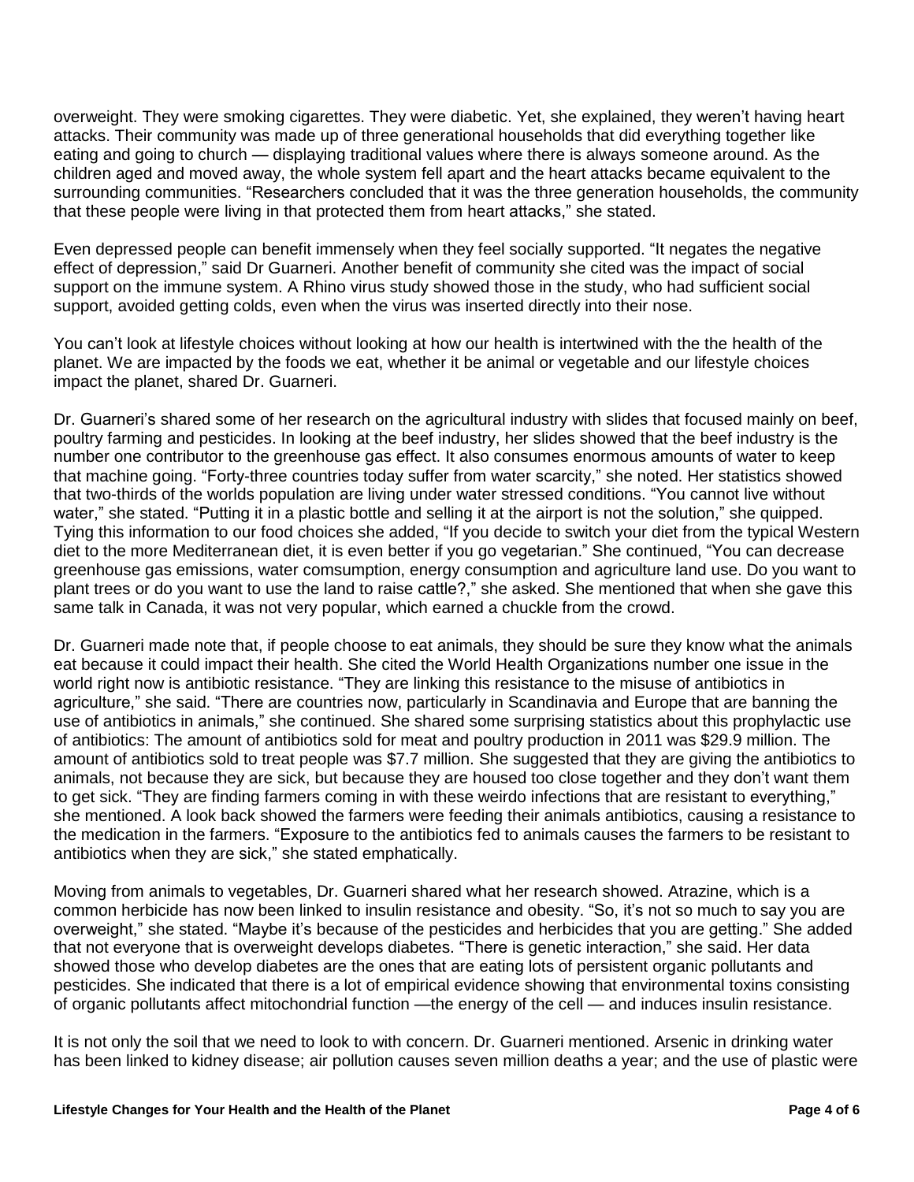overweight. They were smoking cigarettes. They were diabetic. Yet, she explained, they weren't having heart attacks. Their community was made up of three generational households that did everything together like eating and going to church — displaying traditional values where there is always someone around. As the children aged and moved away, the whole system fell apart and the heart attacks became equivalent to the surrounding communities. "Researchers concluded that it was the three generation households, the community that these people were living in that protected them from heart attacks," she stated.

Even depressed people can benefit immensely when they feel socially supported. "It negates the negative effect of depression," said Dr Guarneri. Another benefit of community she cited was the impact of social support on the immune system. A Rhino virus study showed those in the study, who had sufficient social support, avoided getting colds, even when the virus was inserted directly into their nose.

You can't look at lifestyle choices without looking at how our health is intertwined with the the health of the planet. We are impacted by the foods we eat, whether it be animal or vegetable and our lifestyle choices impact the planet, shared Dr. Guarneri.

Dr. Guarneri's shared some of her research on the agricultural industry with slides that focused mainly on beef, poultry farming and pesticides. In looking at the beef industry, her slides showed that the beef industry is the number one contributor to the greenhouse gas effect. It also consumes enormous amounts of water to keep that machine going. "Forty-three countries today suffer from water scarcity," she noted. Her statistics showed that two-thirds of the worlds population are living under water stressed conditions. "You cannot live without water," she stated. "Putting it in a plastic bottle and selling it at the airport is not the solution," she quipped. Tying this information to our food choices she added, "If you decide to switch your diet from the typical Western diet to the more Mediterranean diet, it is even better if you go vegetarian." She continued, "You can decrease greenhouse gas emissions, water comsumption, energy consumption and agriculture land use. Do you want to plant trees or do you want to use the land to raise cattle?," she asked. She mentioned that when she gave this same talk in Canada, it was not very popular, which earned a chuckle from the crowd.

Dr. Guarneri made note that, if people choose to eat animals, they should be sure they know what the animals eat because it could impact their health. She cited the World Health Organizations number one issue in the world right now is antibiotic resistance. "They are linking this resistance to the misuse of antibiotics in agriculture," she said. "There are countries now, particularly in Scandinavia and Europe that are banning the use of antibiotics in animals," she continued. She shared some surprising statistics about this prophylactic use of antibiotics: The amount of antibiotics sold for meat and poultry production in 2011 was $29.9 million. The amount of antibiotics sold to treat people was $7.7 million. She suggested that they are giving the antibiotics to animals, not because they are sick, but because they are housed too close together and they don't want them to get sick. "They are finding farmers coming in with these weirdo infections that are resistant to everything," she mentioned. A look back showed the farmers were feeding their animals antibiotics, causing a resistance to the medication in the farmers. "Exposure to the antibiotics fed to animals causes the farmers to be resistant to antibiotics when they are sick," she stated emphatically.

Moving from animals to vegetables, Dr. Guarneri shared what her research showed. Atrazine, which is a common herbicide has now been linked to insulin resistance and obesity. "So, it's not so much to say you are overweight," she stated. "Maybe it's because of the pesticides and herbicides that you are getting." She added that not everyone that is overweight develops diabetes. "There is genetic interaction," she said. Her data showed those who develop diabetes are the ones that are eating lots of persistent organic pollutants and pesticides. She indicated that there is a lot of empirical evidence showing that environmental toxins consisting of organic pollutants affect mitochondrial function —the energy of the cell — and induces insulin resistance.

It is not only the soil that we need to look to with concern. Dr. Guarneri mentioned. Arsenic in drinking water has been linked to kidney disease; air pollution causes seven million deaths a year; and the use of plastic were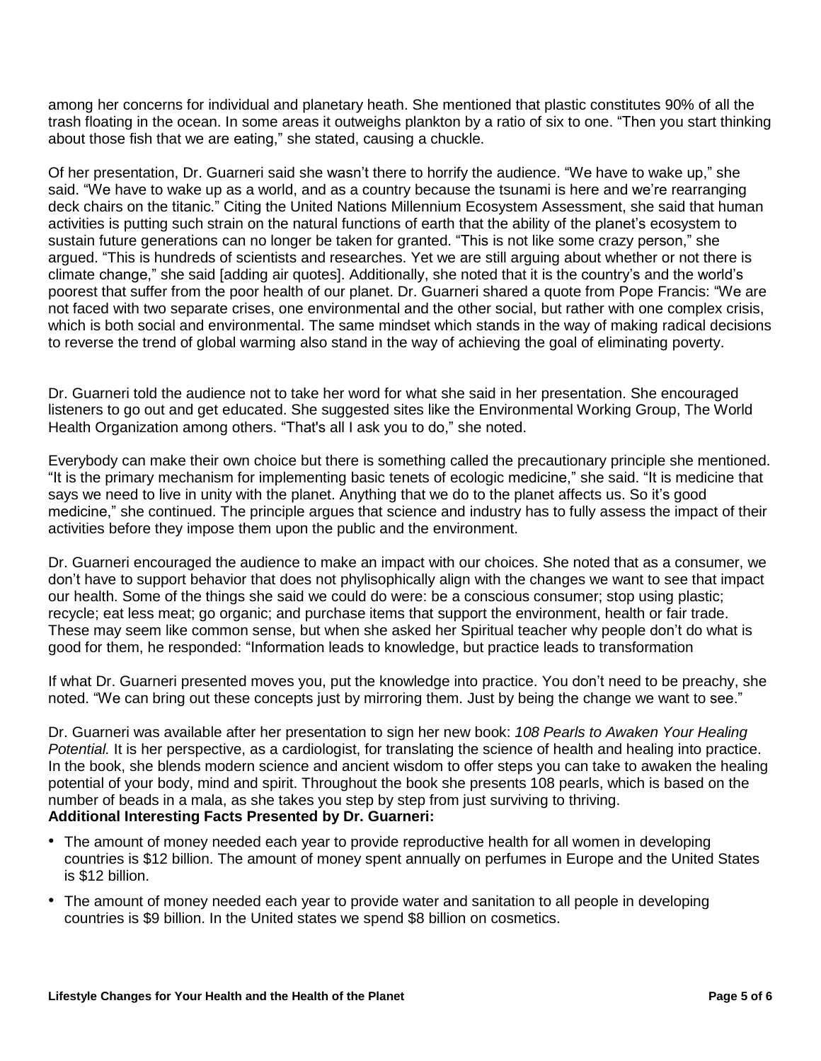among her concerns for individual and planetary heath. She mentioned that plastic constitutes 90% of all the trash floating in the ocean. In some areas it outweighs plankton by a ratio of six to one. “Then you start thinking about those fish that we are eating,” she stated, causing a chuckle.

Of her presentation, Dr. Guarneri said she wasn’t there to horrify the audience. “We have to wake up,” she said. “We have to wake up as a world, and as a country because the tsunami is here and we’re rearranging deck chairs on the titanic.” Citing the United Nations Millennium Ecosystem Assessment, she said that human activities is putting such strain on the natural functions of earth that the ability of the planet’s ecosystem to sustain future generations can no longer be taken for granted. “This is not like some crazy person,” she argued. “This is hundreds of scientists and researches. Yet we are still arguing about whether or not there is climate change,” she said [adding air quotes]. Additionally, she noted that it is the country’s and the world’s poorest that suffer from the poor health of our planet. Dr. Guarneri shared a quote from Pope Francis: “We are not faced with two separate crises, one environmental and the other social, but rather with one complex crisis, which is both social and environmental. The same mindset which stands in the way of making radical decisions to reverse the trend of global warming also stand in the way of achieving the goal of eliminating poverty.

Dr. Guarneri told the audience not to take her word for what she said in her presentation. She encouraged listeners to go out and get educated. She suggested sites like the Environmental Working Group, The World Health Organization among others. “That's all I ask you to do,” she noted.

Everybody can make their own choice but there is something called the precautionary principle she mentioned. “It is the primary mechanism for implementing basic tenets of ecologic medicine,” she said. “It is medicine that says we need to live in unity with the planet. Anything that we do to the planet affects us. So it’s good medicine,” she continued. The principle argues that science and industry has to fully assess the impact of their activities before they impose them upon the public and the environment.

Dr. Guarneri encouraged the audience to make an impact with our choices. She noted that as a consumer, we don’t have to support behavior that does not phylisophically align with the changes we want to see that impact our health. Some of the things she said we could do were: be a conscious consumer; stop using plastic; recycle; eat less meat; go organic; and purchase items that support the environment, health or fair trade. These may seem like common sense, but when she asked her Spiritual teacher why people don’t do what is good for them, he responded: “Information leads to knowledge, but practice leads to transformation

If what Dr. Guarneri presented moves you, put the knowledge into practice. You don’t need to be preachy, she noted. “We can bring out these concepts just by mirroring them. Just by being the change we want to see.”

Dr. Guarneri was available after her presentation to sign her new book: *108 Pearls to Awaken Your Healing Potential.* It is her perspective, as a cardiologist, for translating the science of health and healing into practice. In the book, she blends modern science and ancient wisdom to offer steps you can take to awaken the healing potential of your body, mind and spirit. Throughout the book she presents 108 pearls, which is based on the number of beads in a mala, as she takes you step by step from just surviving to thriving.

**Additional Interesting Facts Presented by Dr. Guarneri:**

- The amount of money needed each year to provide reproductive health for all women in developing countries is $12 billion. The amount of money spent annually on perfumes in Europe and the United States is $12 billion.
- The amount of money needed each year to provide water and sanitation to all people in developing countries is $9 billion. In the United states we spend $8 billion on cosmetics.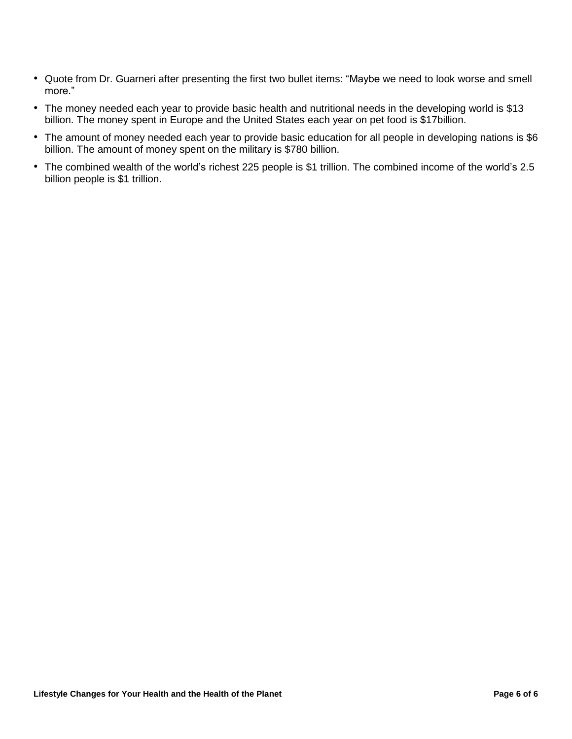- Quote from Dr. Guarneri after presenting the first two bullet items: “Maybe we need to look worse and smell more.”
- The money needed each year to provide basic health and nutritional needs in the developing world is $13 billion. The money spent in Europe and the United States each year on pet food is $17billion.
- The amount of money needed each year to provide basic education for all people in developing nations is $6 billion. The amount of money spent on the military is $780 billion.
- The combined wealth of the world’s richest 225 people is $1 trillion. The combined income of the world’s 2.5 billion people is $1 trillion.